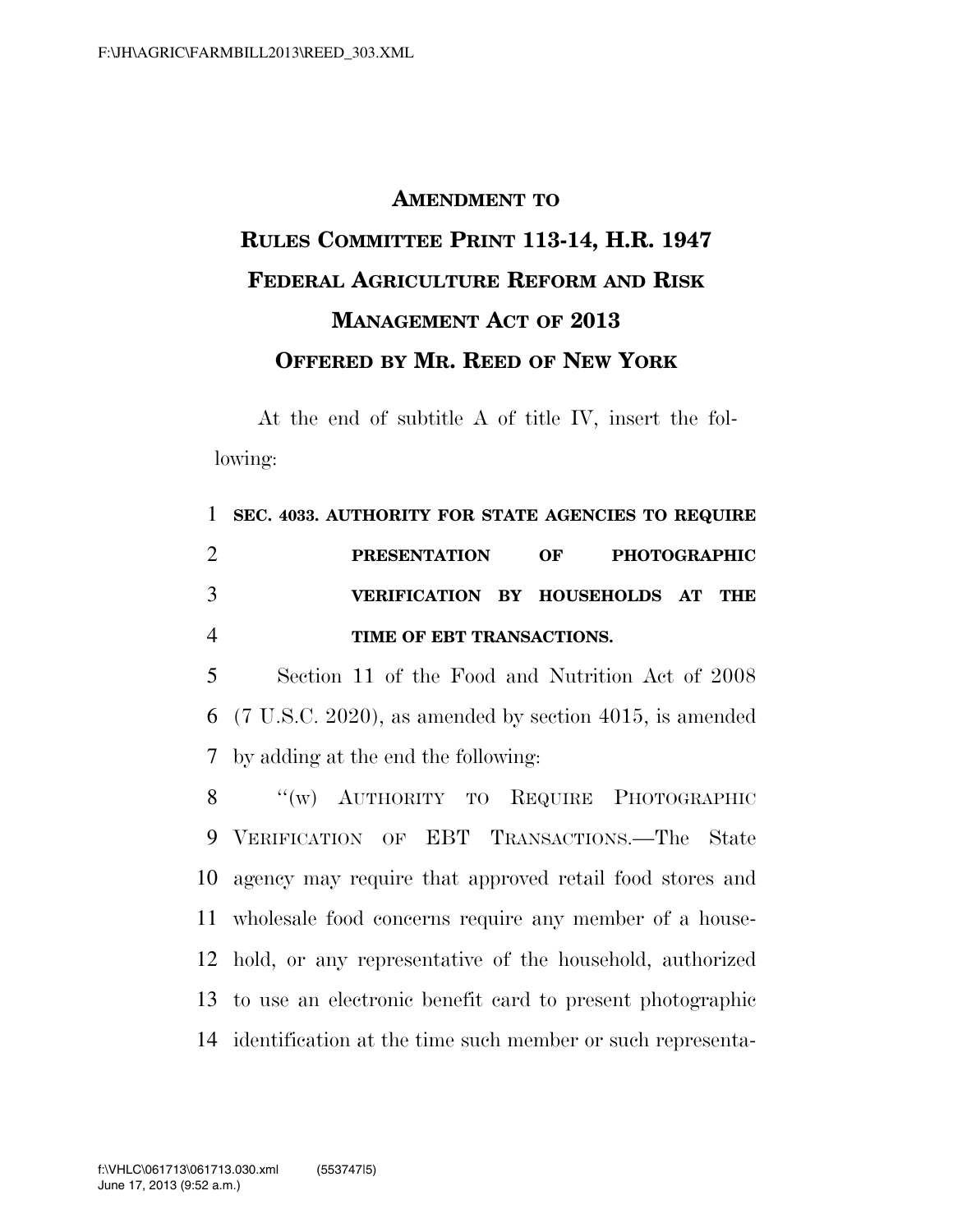# AMENDMENT TO RULES COMMITTEE PRINT 113-14, H.R. 1947 FEDERAL AGRICULTURE REFORM AND RISK MANAGEMENT ACT OF 2013 OFFERED BY MR. REED OF NEW YORK

At the end of subtitle A of title IV, insert the following:

**SEC. 4033. AUTHORITY FOR STATE AGENCIES TO REQUIRE PRESENTATION OF PHOTOGRAPHIC VERIFICATION BY HOUSEHOLDS AT THE TIME OF EBT TRANSACTIONS.**

Section 11 of the Food and Nutrition Act of 2008 (7 U.S.C. 2020), as amended by section 4015, is amended by adding at the end the following:

"(w) AUTHORITY TO REQUIRE PHOTOGRAPHIC VERIFICATION OF EBT TRANSACTIONS.—The State agency may require that approved retail food stores and wholesale food concerns require any member of a household, or any representative of the household, authorized to use an electronic benefit card to present photographic identification at the time such member or such representa-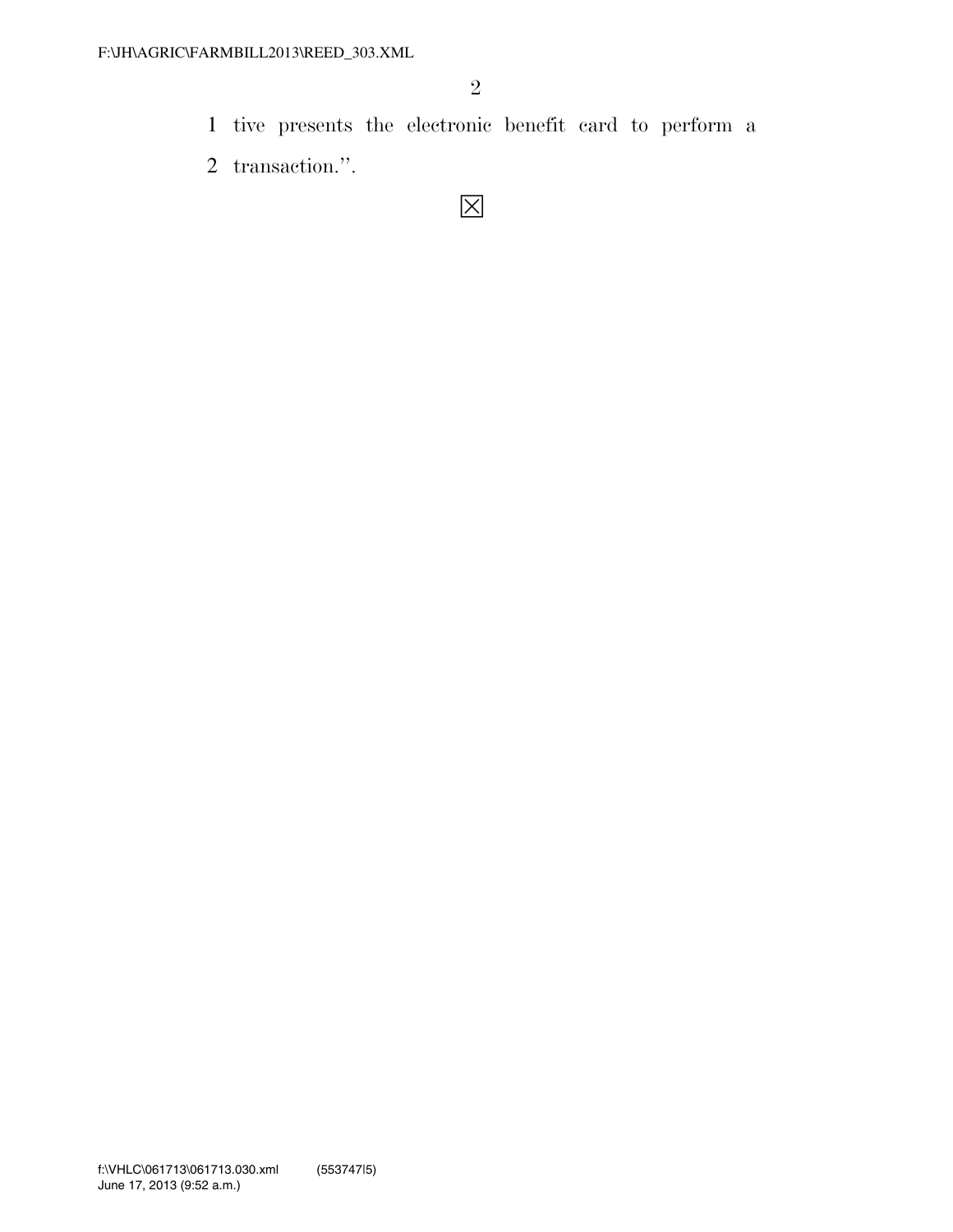tive presents the electronic benefit card to perform a transaction.''.